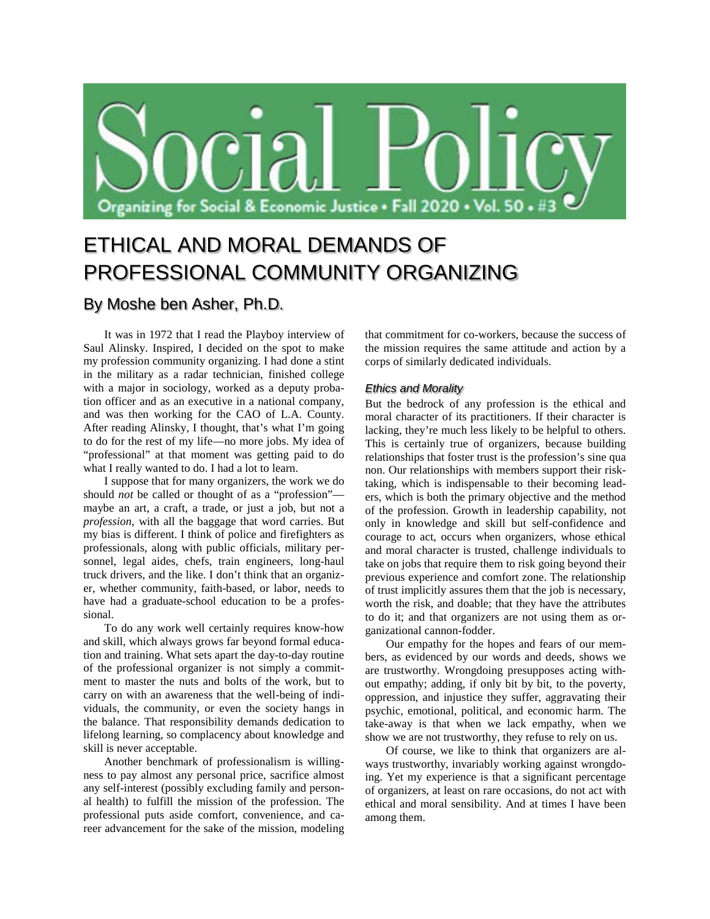# ETHICAL AND MORAL DEMANDS OF PROFESSIONAL COMMUNITY ORGANIZING

## By Moshe ben Asher, Ph.D.

It was in 1972 that I read the Playboy interview of Saul Alinsky. Inspired, I decided on the spot to make my profession community organizing. I had done a stint in the military as a radar technician, finished college with a major in sociology, worked as a deputy probation officer and as an executive in a national company, and was then working for the CAO of L.A. County. After reading Alinsky, I thought, that's what I'm going to do for the rest of my life—no more jobs. My idea of "professional" at that moment was getting paid to do what I really wanted to do. I had a lot to learn.

I suppose that for many organizers, the work we do should *not* be called or thought of as a "profession"—maybe an art, a craft, a trade, or just a job, but not a *profession*, with all the baggage that word carries. But my bias is different. I think of police and firefighters as professionals, along with public officials, military personnel, legal aides, chefs, train engineers, long-haul truck drivers, and the like. I don't think that an organizer, whether community, faith-based, or labor, needs to have had a graduate-school education to be a professional.

To do any work well certainly requires know-how and skill, which always grows far beyond formal education and training. What sets apart the day-to-day routine of the professional organizer is not simply a commitment to master the nuts and bolts of the work, but to carry on with an awareness that the well-being of individuals, the community, or even the society hangs in the balance. That responsibility demands dedication to lifelong learning, so complacency about knowledge and skill is never acceptable.

Another benchmark of professionalism is willingness to pay almost any personal price, sacrifice almost any self-interest (possibly excluding family and personal health) to fulfill the mission of the profession. The professional puts aside comfort, convenience, and career advancement for the sake of the mission, modeling that commitment for co-workers, because the success of the mission requires the same attitude and action by a corps of similarly dedicated individuals.

### *Ethics and Morality*

But the bedrock of any profession is the ethical and moral character of its practitioners. If their character is lacking, they're much less likely to be helpful to others. This is certainly true of organizers, because building relationships that foster trust is the profession's sine qua non. Our relationships with members support their risk-taking, which is indispensable to their becoming leaders, which is both the primary objective and the method of the profession. Growth in leadership capability, not only in knowledge and skill but self-confidence and courage to act, occurs when organizers, whose ethical and moral character is trusted, challenge individuals to take on jobs that require them to risk going beyond their previous experience and comfort zone. The relationship of trust implicitly assures them that the job is necessary, worth the risk, and doable; that they have the attributes to do it; and that organizers are not using them as organizational cannon-fodder.

Our empathy for the hopes and fears of our members, as evidenced by our words and deeds, shows we are trustworthy. Wrongdoing presupposes acting without empathy; adding, if only bit by bit, to the poverty, oppression, and injustice they suffer, aggravating their psychic, emotional, political, and economic harm. The take-away is that when we lack empathy, when we show we are not trustworthy, they refuse to rely on us.

Of course, we like to think that organizers are always trustworthy, invariably working against wrongdoing. Yet my experience is that a significant percentage of organizers, at least on rare occasions, do not act with ethical and moral sensibility. And at times I have been among them.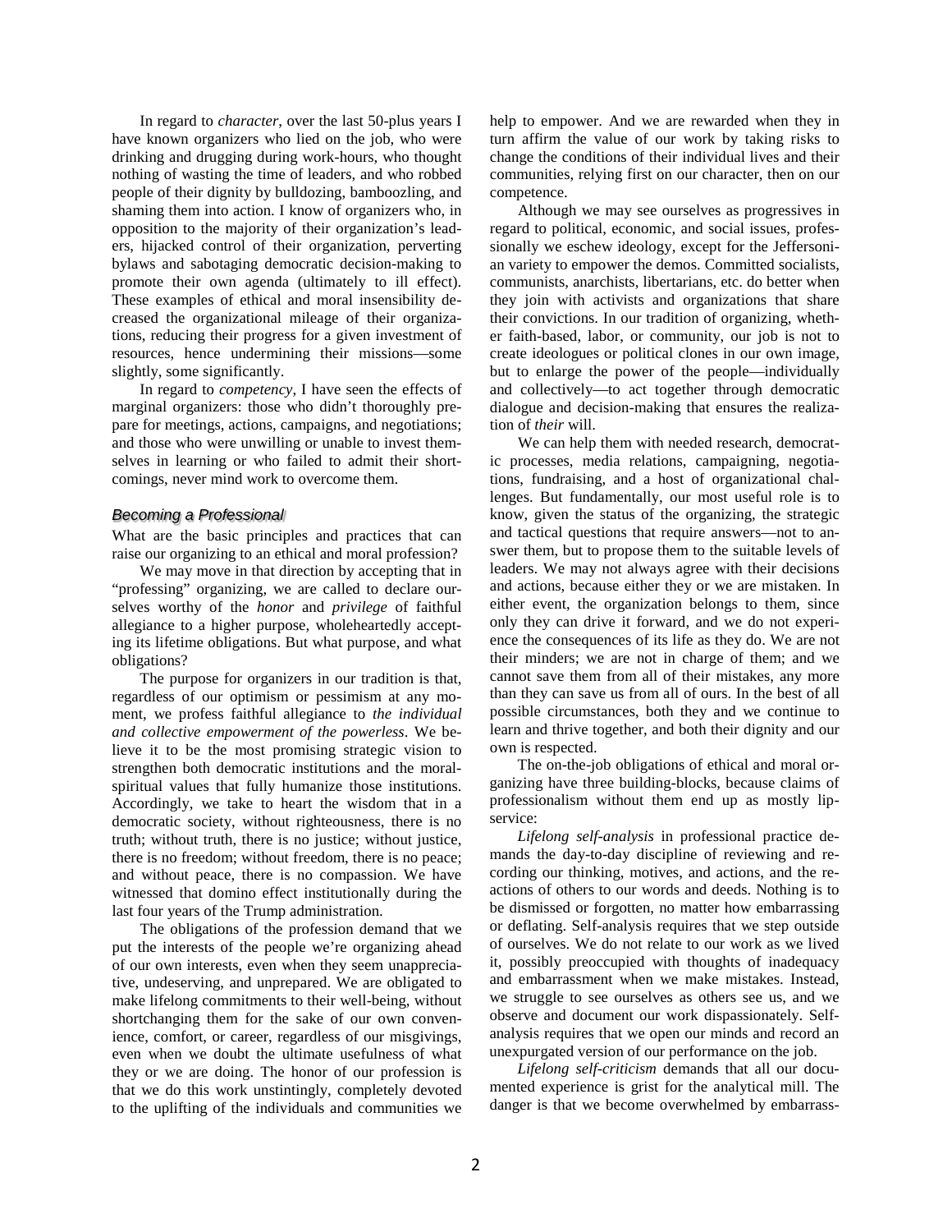In regard to *character*, over the last 50-plus years I have known organizers who lied on the job, who were drinking and drugging during work-hours, who thought nothing of wasting the time of leaders, and who robbed people of their dignity by bulldozing, bamboozling, and shaming them into action. I know of organizers who, in opposition to the majority of their organization's leaders, hijacked control of their organization, perverting bylaws and sabotaging democratic decision-making to promote their own agenda (ultimately to ill effect). These examples of ethical and moral insensibility decreased the organizational mileage of their organizations, reducing their progress for a given investment of resources, hence undermining their missions—some slightly, some significantly.

In regard to *competency*, I have seen the effects of marginal organizers: those who didn't thoroughly prepare for meetings, actions, campaigns, and negotiations; and those who were unwilling or unable to invest themselves in learning or who failed to admit their shortcomings, never mind work to overcome them.

### *Becoming a Professional*

What are the basic principles and practices that can raise our organizing to an ethical and moral profession?

We may move in that direction by accepting that in "professing" organizing, we are called to declare ourselves worthy of the *honor* and *privilege* of faithful allegiance to a higher purpose, wholeheartedly accepting its lifetime obligations. But what purpose, and what obligations?

The purpose for organizers in our tradition is that, regardless of our optimism or pessimism at any moment, we profess faithful allegiance to *the individual and collective empowerment of the powerless*. We believe it to be the most promising strategic vision to strengthen both democratic institutions and the moral-spiritual values that fully humanize those institutions. Accordingly, we take to heart the wisdom that in a democratic society, without righteousness, there is no truth; without truth, there is no justice; without justice, there is no freedom; without freedom, there is no peace; and without peace, there is no compassion. We have witnessed that domino effect institutionally during the last four years of the Trump administration.

The obligations of the profession demand that we put the interests of the people we're organizing ahead of our own interests, even when they seem unappreciative, undeserving, and unprepared. We are obligated to make lifelong commitments to their well-being, without shortchanging them for the sake of our own convenience, comfort, or career, regardless of our misgivings, even when we doubt the ultimate usefulness of what they or we are doing. The honor of our profession is that we do this work unstintingly, completely devoted to the uplifting of the individuals and communities we help to empower. And we are rewarded when they in turn affirm the value of our work by taking risks to change the conditions of their individual lives and their communities, relying first on our character, then on our competence.

Although we may see ourselves as progressives in regard to political, economic, and social issues, professionally we eschew ideology, except for the Jeffersonian variety to empower the demos. Committed socialists, communists, anarchists, libertarians, etc. do better when they join with activists and organizations that share their convictions. In our tradition of organizing, whether faith-based, labor, or community, our job is not to create ideologues or political clones in our own image, but to enlarge the power of the people—individually and collectively—to act together through democratic dialogue and decision-making that ensures the realization of *their* will.

We can help them with needed research, democratic processes, media relations, campaigning, negotiations, fundraising, and a host of organizational challenges. But fundamentally, our most useful role is to know, given the status of the organizing, the strategic and tactical questions that require answers—not to answer them, but to propose them to the suitable levels of leaders. We may not always agree with their decisions and actions, because either they or we are mistaken. In either event, the organization belongs to them, since only they can drive it forward, and we do not experience the consequences of its life as they do. We are not their minders; we are not in charge of them; and we cannot save them from all of their mistakes, any more than they can save us from all of ours. In the best of all possible circumstances, both they and we continue to learn and thrive together, and both their dignity and our own is respected.

The on-the-job obligations of ethical and moral organizing have three building-blocks, because claims of professionalism without them end up as mostly lip-service:

*Lifelong self-analysis* in professional practice demands the day-to-day discipline of reviewing and recording our thinking, motives, and actions, and the reactions of others to our words and deeds. Nothing is to be dismissed or forgotten, no matter how embarrassing or deflating. Self-analysis requires that we step outside of ourselves. We do not relate to our work as we lived it, possibly preoccupied with thoughts of inadequacy and embarrassment when we make mistakes. Instead, we struggle to see ourselves as others see us, and we observe and document our work dispassionately. Self-analysis requires that we open our minds and record an unexpurgated version of our performance on the job.

*Lifelong self-criticism* demands that all our documented experience is grist for the analytical mill. The danger is that we become overwhelmed by embarrass-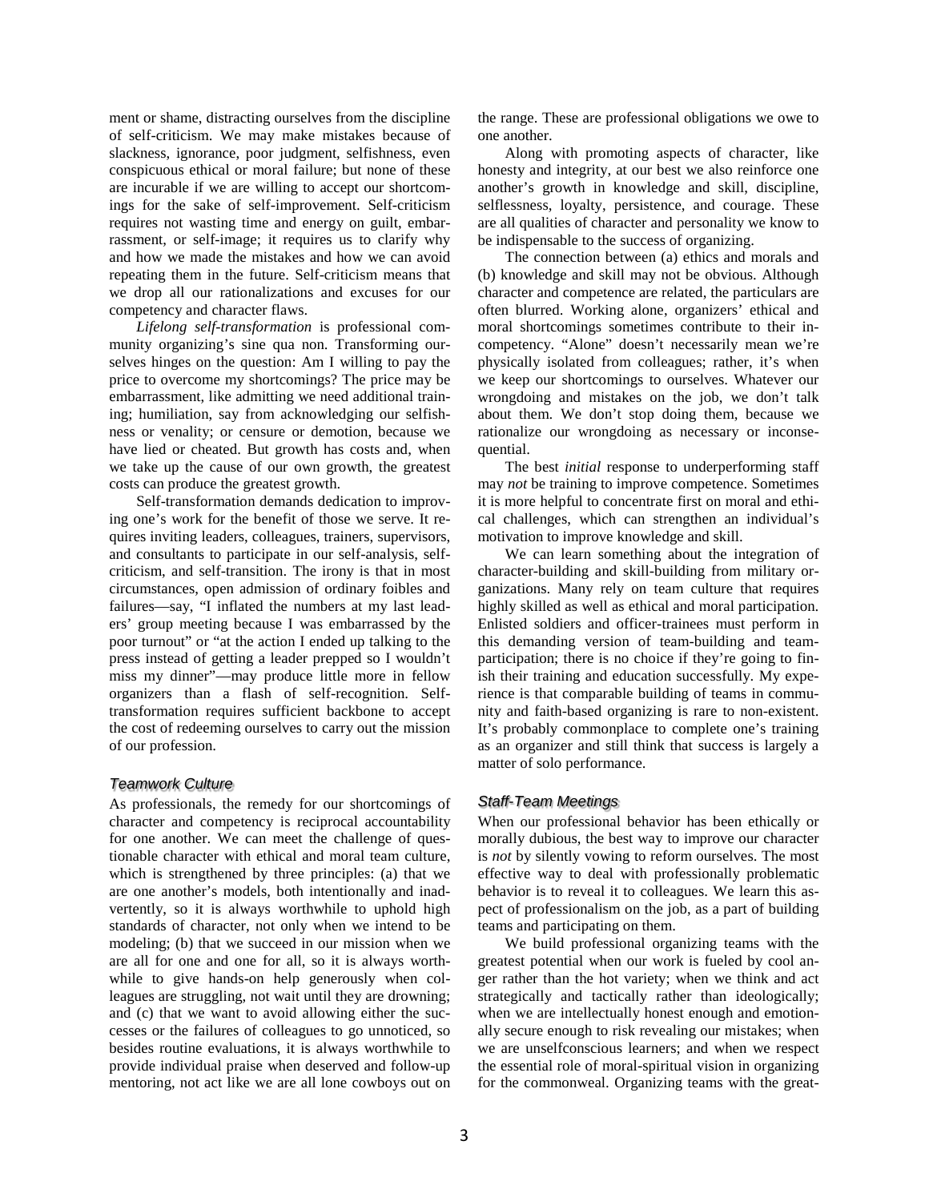ment or shame, distracting ourselves from the discipline of self-criticism. We may make mistakes because of slackness, ignorance, poor judgment, selfishness, even conspicuous ethical or moral failure; but none of these are incurable if we are willing to accept our shortcomings for the sake of self-improvement. Self-criticism requires not wasting time and energy on guilt, embarrassment, or self-image; it requires us to clarify why and how we made the mistakes and how we can avoid repeating them in the future. Self-criticism means that we drop all our rationalizations and excuses for our competency and character flaws.

*Lifelong self-transformation* is professional community organizing's sine qua non. Transforming ourselves hinges on the question: Am I willing to pay the price to overcome my shortcomings? The price may be embarrassment, like admitting we need additional training; humiliation, say from acknowledging our selfishness or venality; or censure or demotion, because we have lied or cheated. But growth has costs and, when we take up the cause of our own growth, the greatest costs can produce the greatest growth.

Self-transformation demands dedication to improving one's work for the benefit of those we serve. It requires inviting leaders, colleagues, trainers, supervisors, and consultants to participate in our self-analysis, self-criticism, and self-transition. The irony is that in most circumstances, open admission of ordinary foibles and failures—say, "I inflated the numbers at my last leaders' group meeting because I was embarrassed by the poor turnout" or "at the action I ended up talking to the press instead of getting a leader prepped so I wouldn't miss my dinner"—may produce little more in fellow organizers than a flash of self-recognition. Self-transformation requires sufficient backbone to accept the cost of redeeming ourselves to carry out the mission of our profession.

### *Teamwork Culture*

As professionals, the remedy for our shortcomings of character and competency is reciprocal accountability for one another. We can meet the challenge of questionable character with ethical and moral team culture, which is strengthened by three principles: (a) that we are one another's models, both intentionally and inadvertently, so it is always worthwhile to uphold high standards of character, not only when we intend to be modeling; (b) that we succeed in our mission when we are all for one and one for all, so it is always worthwhile to give hands-on help generously when colleagues are struggling, not wait until they are drowning; and (c) that we want to avoid allowing either the successes or the failures of colleagues to go unnoticed, so besides routine evaluations, it is always worthwhile to provide individual praise when deserved and follow-up mentoring, not act like we are all lone cowboys out on the range. These are professional obligations we owe to one another.

Along with promoting aspects of character, like honesty and integrity, at our best we also reinforce one another's growth in knowledge and skill, discipline, selflessness, loyalty, persistence, and courage. These are all qualities of character and personality we know to be indispensable to the success of organizing.

The connection between (a) ethics and morals and (b) knowledge and skill may not be obvious. Although character and competence are related, the particulars are often blurred. Working alone, organizers' ethical and moral shortcomings sometimes contribute to their incompetency. "Alone" doesn't necessarily mean we're physically isolated from colleagues; rather, it's when we keep our shortcomings to ourselves. Whatever our wrongdoing and mistakes on the job, we don't talk about them. We don't stop doing them, because we rationalize our wrongdoing as necessary or inconsequential.

The best *initial* response to underperforming staff may *not* be training to improve competence. Sometimes it is more helpful to concentrate first on moral and ethical challenges, which can strengthen an individual's motivation to improve knowledge and skill.

We can learn something about the integration of character-building and skill-building from military organizations. Many rely on team culture that requires highly skilled as well as ethical and moral participation. Enlisted soldiers and officer-trainees must perform in this demanding version of team-building and team-participation; there is no choice if they're going to finish their training and education successfully. My experience is that comparable building of teams in community and faith-based organizing is rare to non-existent. It's probably commonplace to complete one's training as an organizer and still think that success is largely a matter of solo performance.

### *Staff-Team Meetings*

When our professional behavior has been ethically or morally dubious, the best way to improve our character is *not* by silently vowing to reform ourselves. The most effective way to deal with professionally problematic behavior is to reveal it to colleagues. We learn this aspect of professionalism on the job, as a part of building teams and participating on them.

We build professional organizing teams with the greatest potential when our work is fueled by cool anger rather than the hot variety; when we think and act strategically and tactically rather than ideologically; when we are intellectually honest enough and emotionally secure enough to risk revealing our mistakes; when we are unselfconscious learners; and when we respect the essential role of moral-spiritual vision in organizing for the commonweal. Organizing teams with the great-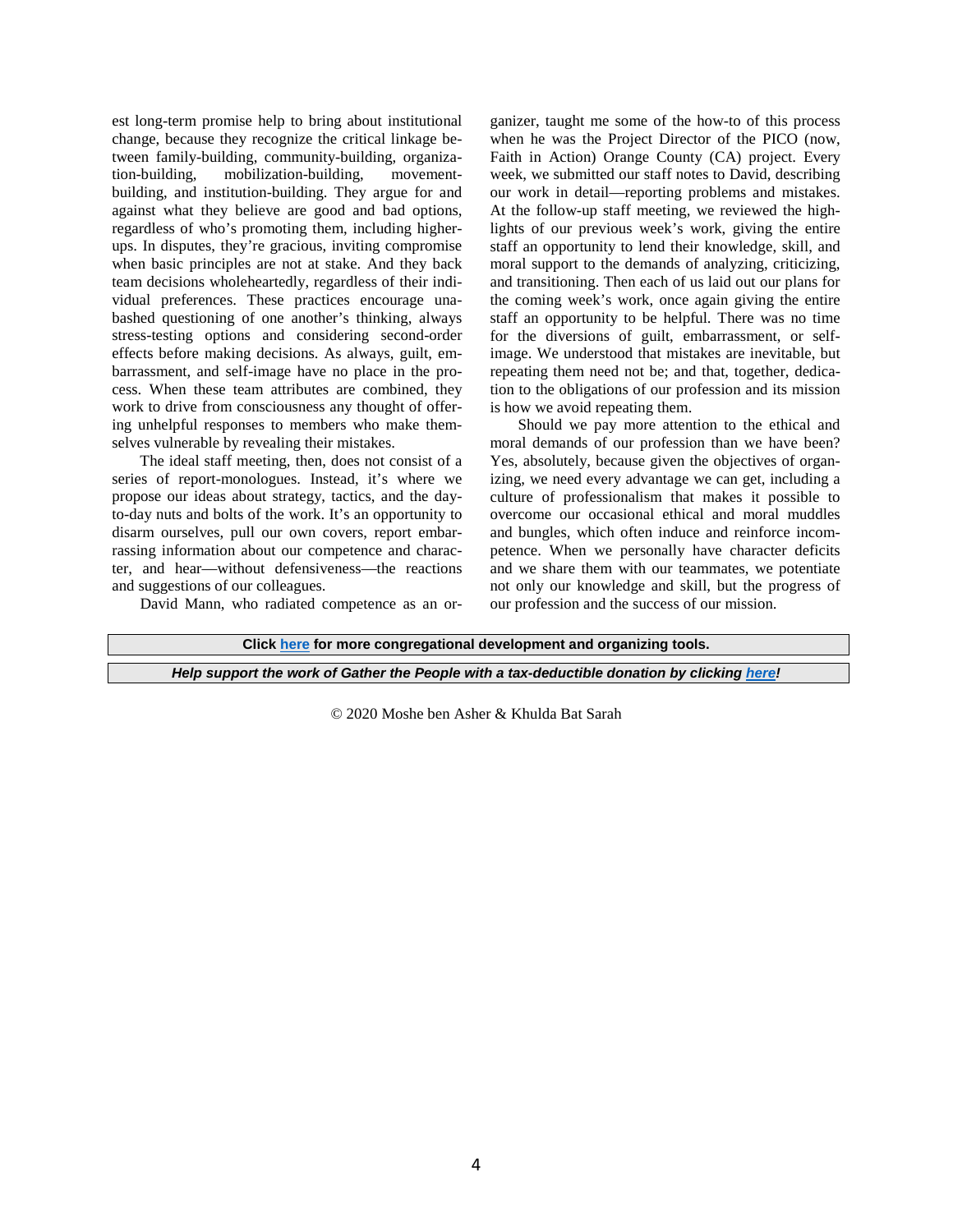est long-term promise help to bring about institutional change, because they recognize the critical linkage between family-building, community-building, organization-building, mobilization-building, movement-building, and institution-building. They argue for and against what they believe are good and bad options, regardless of who's promoting them, including higher-ups. In disputes, they're gracious, inviting compromise when basic principles are not at stake. And they back team decisions wholeheartedly, regardless of their individual preferences. These practices encourage unabashed questioning of one another's thinking, always stress-testing options and considering second-order effects before making decisions. As always, guilt, embarrassment, and self-image have no place in the process. When these team attributes are combined, they work to drive from consciousness any thought of offering unhelpful responses to members who make themselves vulnerable by revealing their mistakes.

The ideal staff meeting, then, does not consist of a series of report-monologues. Instead, it's where we propose our ideas about strategy, tactics, and the day-to-day nuts and bolts of the work. It's an opportunity to disarm ourselves, pull our own covers, report embarrassing information about our competence and character, and hear—without defensiveness—the reactions and suggestions of our colleagues.

David Mann, who radiated competence as an organizer, taught me some of the how-to of this process when he was the Project Director of the PICO (now, Faith in Action) Orange County (CA) project. Every week, we submitted our staff notes to David, describing our work in detail—reporting problems and mistakes. At the follow-up staff meeting, we reviewed the highlights of our previous week's work, giving the entire staff an opportunity to lend their knowledge, skill, and moral support to the demands of analyzing, criticizing, and transitioning. Then each of us laid out our plans for the coming week's work, once again giving the entire staff an opportunity to be helpful. There was no time for the diversions of guilt, embarrassment, or self-image. We understood that mistakes are inevitable, but repeating them need not be; and that, together, dedication to the obligations of our profession and its mission is how we avoid repeating them.

Should we pay more attention to the ethical and moral demands of our profession than we have been? Yes, absolutely, because given the objectives of organizing, we need every advantage we can get, including a culture of professionalism that makes it possible to overcome our occasional ethical and moral muddles and bungles, which often induce and reinforce incompetence. When we personally have character deficits and we share them with our teammates, we potentiate not only our knowledge and skill, but the progress of our profession and the success of our mission.

**Click here for more congregational development and organizing tools.**

***Help support the work of Gather the People with a tax-deductible donation by clicking here!***

© 2020 Moshe ben Asher & Khulda Bat Sarah